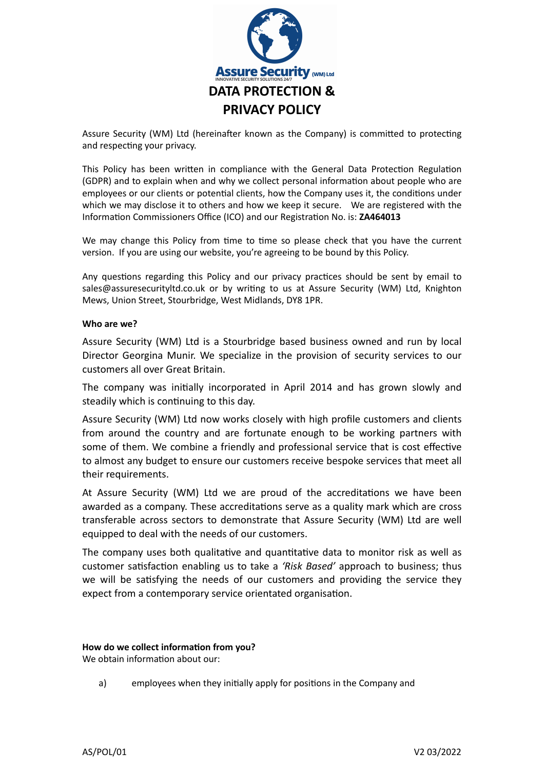# DATA PROTECTION & PRIVACY POLICY

Assure Security (WM) Ltd (hereinafter known as the Company) is committed to protecting and respecting your privacy.

This Policy has been written in compliance with the General Data Protection Regulation (GDPR) and to explain when and why we collect personal information about people who are employees or our clients or potential clients, how the Company uses it, the conditions under which we may disclose it to others and how we keep it secure. We are registered with the Information Commissioners Office (ICO) and our Registration No. is: **ZA464013**

We may change this Policy from time to time so please check that you have the current version. If you are using our website, you're agreeing to be bound by this Policy.

Any questions regarding this Policy and our privacy practices should be sent by email to sales@assuresecurityltd.co.uk or by writing to us at Assure Security (WM) Ltd, Knighton Mews, Union Street, Stourbridge, West Midlands, DY8 1PR.

**Who are we?**

Assure Security (WM) Ltd is a Stourbridge based business owned and run by local Director Georgina Munir. We specialize in the provision of security services to our customers all over Great Britain.

The company was initially incorporated in April 2014 and has grown slowly and steadily which is continuing to this day.

Assure Security (WM) Ltd now works closely with high profile customers and clients from around the country and are fortunate enough to be working partners with some of them. We combine a friendly and professional service that is cost effective to almost any budget to ensure our customers receive bespoke services that meet all their requirements.

At Assure Security (WM) Ltd we are proud of the accreditations we have been awarded as a company. These accreditations serve as a quality mark which are cross transferable across sectors to demonstrate that Assure Security (WM) Ltd are well equipped to deal with the needs of our customers.

The company uses both qualitative and quantitative data to monitor risk as well as customer satisfaction enabling us to take a *'Risk Based'* approach to business; thus we will be satisfying the needs of our customers and providing the service they expect from a contemporary service orientated organisation.

**How do we collect information from you?**
We obtain information about our:

a) employees when they initially apply for positions in the Company and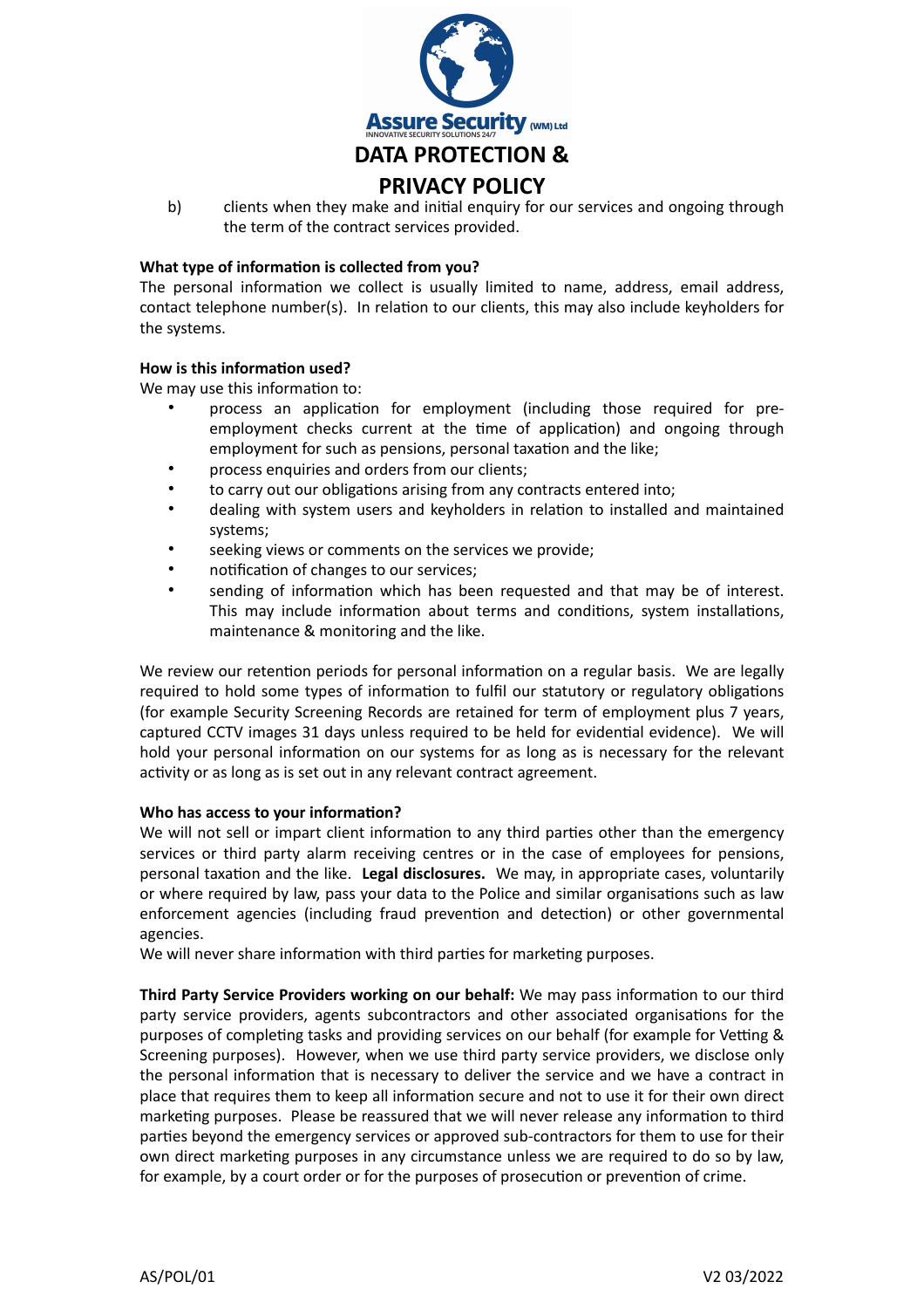b) clients when they make and initial enquiry for our services and ongoing through the term of the contract services provided.

**What type of information is collected from you?**
The personal information we collect is usually limited to name, address, email address, contact telephone number(s). In relation to our clients, this may also include keyholders for the systems.

**How is this information used?**
We may use this information to:

- process an application for employment (including those required for pre-employment checks current at the time of application) and ongoing through employment for such as pensions, personal taxation and the like;
- process enquiries and orders from our clients;
- to carry out our obligations arising from any contracts entered into;
- dealing with system users and keyholders in relation to installed and maintained systems;
- seeking views or comments on the services we provide;
- notification of changes to our services;
- sending of information which has been requested and that may be of interest. This may include information about terms and conditions, system installations, maintenance & monitoring and the like.

We review our retention periods for personal information on a regular basis. We are legally required to hold some types of information to fulfil our statutory or regulatory obligations (for example Security Screening Records are retained for term of employment plus 7 years, captured CCTV images 31 days unless required to be held for evidential evidence). We will hold your personal information on our systems for as long as is necessary for the relevant activity or as long as is set out in any relevant contract agreement.

**Who has access to your information?**
We will not sell or impart client information to any third parties other than the emergency services or third party alarm receiving centres or in the case of employees for pensions, personal taxation and the like. **Legal disclosures.** We may, in appropriate cases, voluntarily or where required by law, pass your data to the Police and similar organisations such as law enforcement agencies (including fraud prevention and detection) or other governmental agencies.
We will never share information with third parties for marketing purposes.

**Third Party Service Providers working on our behalf:** We may pass information to our third party service providers, agents subcontractors and other associated organisations for the purposes of completing tasks and providing services on our behalf (for example for Vetting & Screening purposes). However, when we use third party service providers, we disclose only the personal information that is necessary to deliver the service and we have a contract in place that requires them to keep all information secure and not to use it for their own direct marketing purposes. Please be reassured that we will never release any information to third parties beyond the emergency services or approved sub-contractors for them to use for their own direct marketing purposes in any circumstance unless we are required to do so by law, for example, by a court order or for the purposes of prosecution or prevention of crime.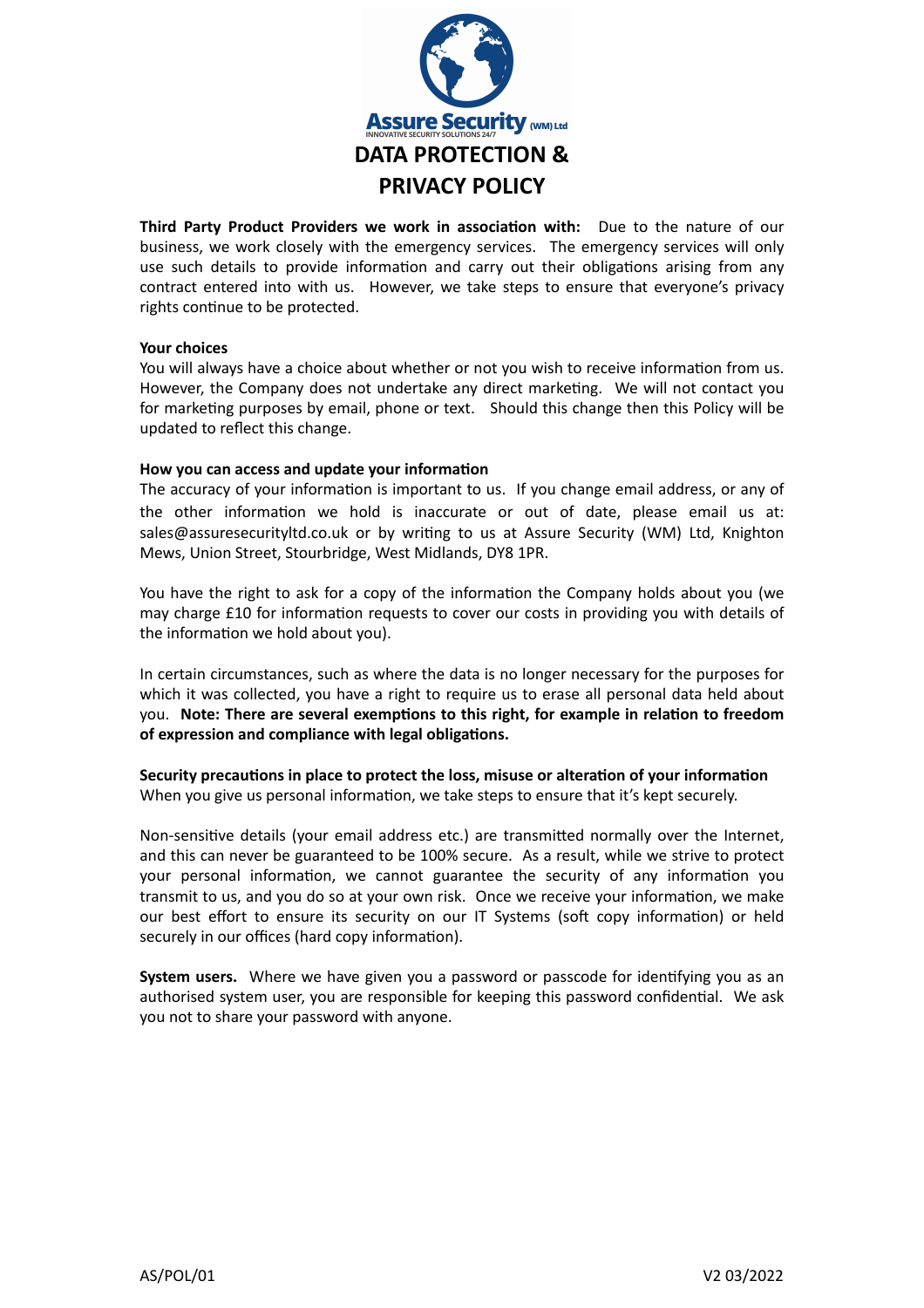# DATA PROTECTION & PRIVACY POLICY

**Third Party Product Providers we work in association with:** Due to the nature of our business, we work closely with the emergency services. The emergency services will only use such details to provide information and carry out their obligations arising from any contract entered into with us. However, we take steps to ensure that everyone's privacy rights continue to be protected.

**Your choices**

You will always have a choice about whether or not you wish to receive information from us. However, the Company does not undertake any direct marketing. We will not contact you for marketing purposes by email, phone or text. Should this change then this Policy will be updated to reflect this change.

**How you can access and update your information**

The accuracy of your information is important to us. If you change email address, or any of the other information we hold is inaccurate or out of date, please email us at: sales@assuresecurityltd.co.uk or by writing to us at Assure Security (WM) Ltd, Knighton Mews, Union Street, Stourbridge, West Midlands, DY8 1PR.

You have the right to ask for a copy of the information the Company holds about you (we may charge £10 for information requests to cover our costs in providing you with details of the information we hold about you).

In certain circumstances, such as where the data is no longer necessary for the purposes for which it was collected, you have a right to require us to erase all personal data held about you. **Note: There are several exemptions to this right, for example in relation to freedom of expression and compliance with legal obligations.**

**Security precautions in place to protect the loss, misuse or alteration of your information**

When you give us personal information, we take steps to ensure that it's kept securely.

Non-sensitive details (your email address etc.) are transmitted normally over the Internet, and this can never be guaranteed to be 100% secure. As a result, while we strive to protect your personal information, we cannot guarantee the security of any information you transmit to us, and you do so at your own risk. Once we receive your information, we make our best effort to ensure its security on our IT Systems (soft copy information) or held securely in our offices (hard copy information).

**System users.** Where we have given you a password or passcode for identifying you as an authorised system user, you are responsible for keeping this password confidential. We ask you not to share your password with anyone.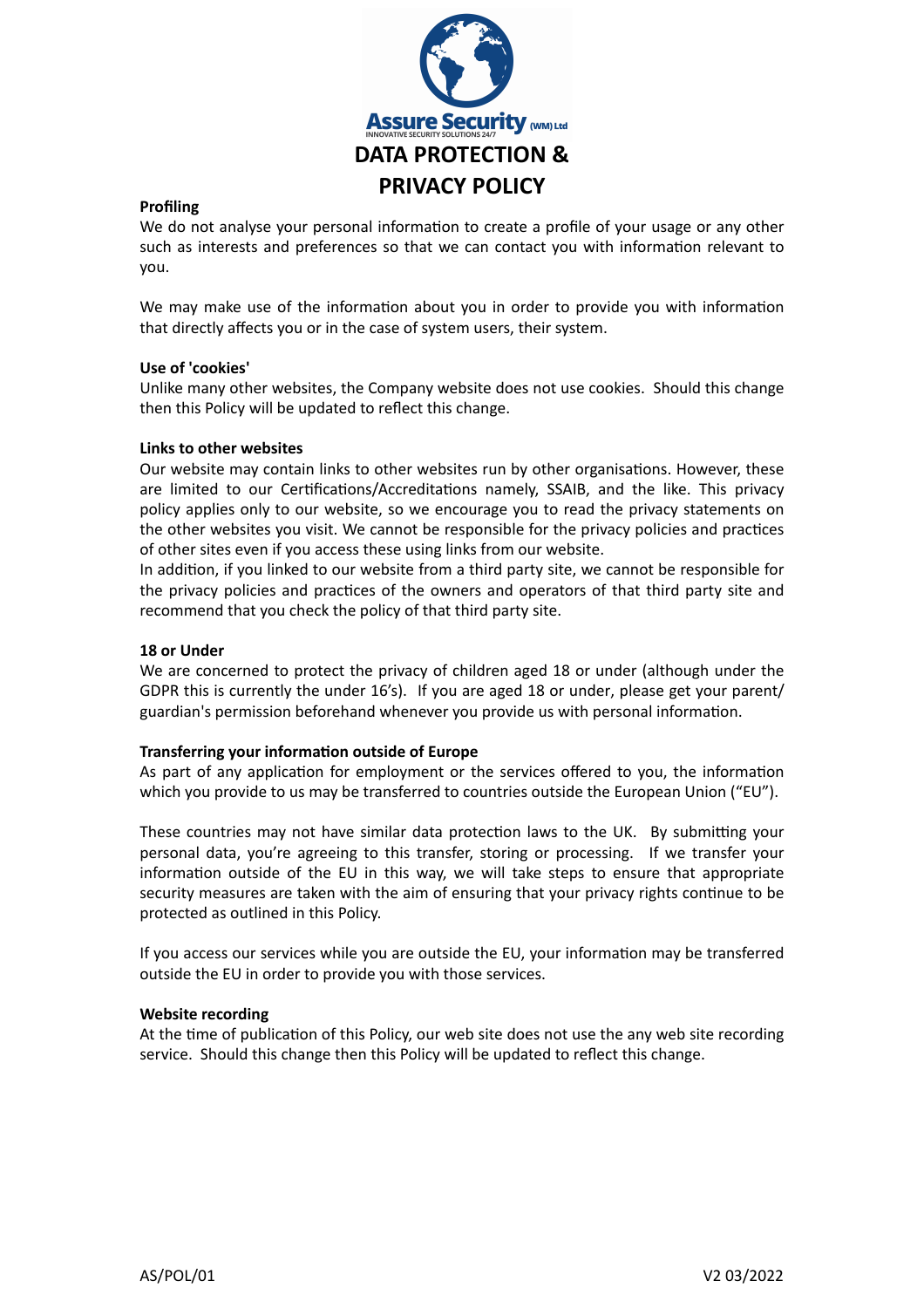# DATA PROTECTION & PRIVACY POLICY

**Profiling**

We do not analyse your personal information to create a profile of your usage or any other such as interests and preferences so that we can contact you with information relevant to you.

We may make use of the information about you in order to provide you with information that directly affects you or in the case of system users, their system.

**Use of 'cookies'**

Unlike many other websites, the Company website does not use cookies. Should this change then this Policy will be updated to reflect this change.

**Links to other websites**

Our website may contain links to other websites run by other organisations. However, these are limited to our Certifications/Accreditations namely, SSAIB, and the like. This privacy policy applies only to our website, so we encourage you to read the privacy statements on the other websites you visit. We cannot be responsible for the privacy policies and practices of other sites even if you access these using links from our website.

In addition, if you linked to our website from a third party site, we cannot be responsible for the privacy policies and practices of the owners and operators of that third party site and recommend that you check the policy of that third party site.

**18 or Under**

We are concerned to protect the privacy of children aged 18 or under (although under the GDPR this is currently the under 16's). If you are aged 18 or under, please get your parent/guardian's permission beforehand whenever you provide us with personal information.

**Transferring your information outside of Europe**

As part of any application for employment or the services offered to you, the information which you provide to us may be transferred to countries outside the European Union ("EU").

These countries may not have similar data protection laws to the UK. By submitting your personal data, you're agreeing to this transfer, storing or processing. If we transfer your information outside of the EU in this way, we will take steps to ensure that appropriate security measures are taken with the aim of ensuring that your privacy rights continue to be protected as outlined in this Policy.

If you access our services while you are outside the EU, your information may be transferred outside the EU in order to provide you with those services.

**Website recording**

At the time of publication of this Policy, our web site does not use the any web site recording service. Should this change then this Policy will be updated to reflect this change.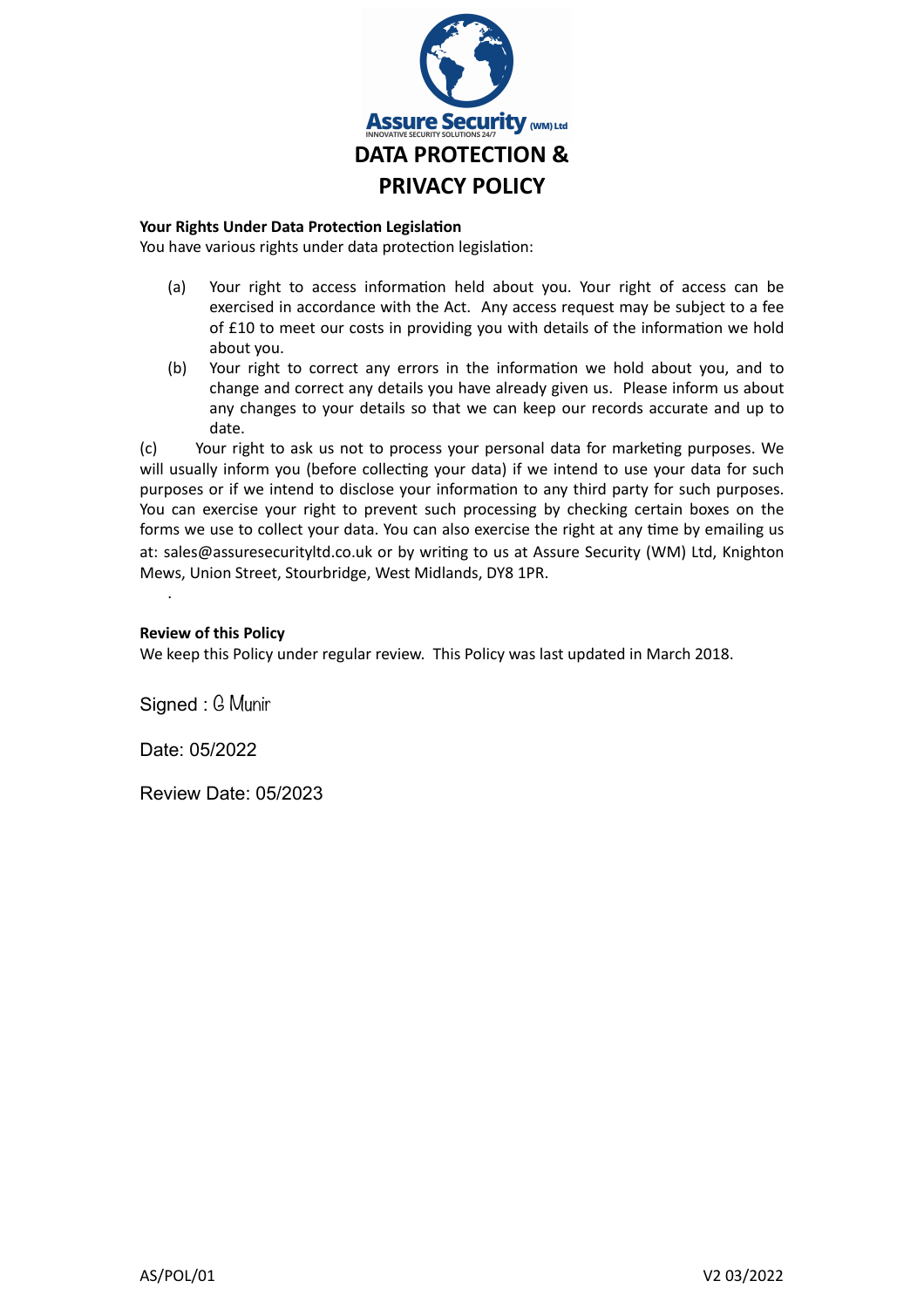Assure Security (WM) Ltd
INNOVATIVE SECURITY SOLUTIONS 24/7

# DATA PROTECTION & PRIVACY POLICY

**Your Rights Under Data Protection Legislation**

You have various rights under data protection legislation:

(a) Your right to access information held about you. Your right of access can be exercised in accordance with the Act. Any access request may be subject to a fee of £10 to meet our costs in providing you with details of the information we hold about you.

(b) Your right to correct any errors in the information we hold about you, and to change and correct any details you have already given us. Please inform us about any changes to your details so that we can keep our records accurate and up to date.

(c) Your right to ask us not to process your personal data for marketing purposes. We will usually inform you (before collecting your data) if we intend to use your data for such purposes or if we intend to disclose your information to any third party for such purposes. You can exercise your right to prevent such processing by checking certain boxes on the forms we use to collect your data. You can also exercise the right at any time by emailing us at: sales@assuresecurityltd.co.uk or by writing to us at Assure Security (WM) Ltd, Knighton Mews, Union Street, Stourbridge, West Midlands, DY8 1PR.

.

**Review of this Policy**

We keep this Policy under regular review. This Policy was last updated in March 2018.

Signed : G Munir

Date: 05/2022

Review Date: 05/2023

AS/POL/01 V2 03/2022